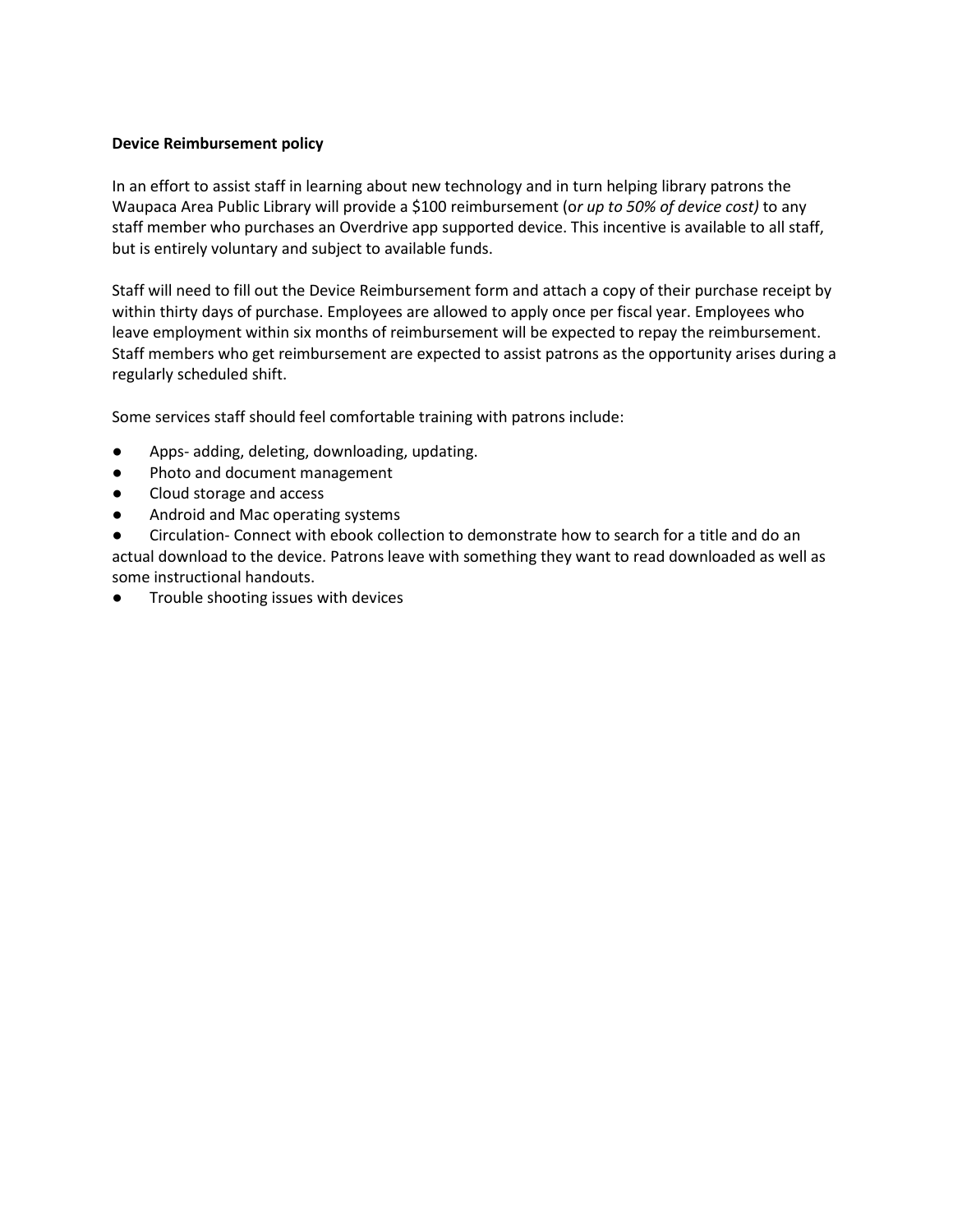**Device Reimbursement policy**

In an effort to assist staff in learning about new technology and in turn helping library patrons the Waupaca Area Public Library will provide a $100 reimbursement (o*r up to 50% of device cost)* to any staff member who purchases an Overdrive app supported device. This incentive is available to all staff, but is entirely voluntary and subject to available funds.

Staff will need to fill out the Device Reimbursement form and attach a copy of their purchase receipt by within thirty days of purchase. Employees are allowed to apply once per fiscal year. Employees who leave employment within six months of reimbursement will be expected to repay the reimbursement. Staff members who get reimbursement are expected to assist patrons as the opportunity arises during a regularly scheduled shift.

Some services staff should feel comfortable training with patrons include:

- Apps- adding, deleting, downloading, updating.
- Photo and document management
- Cloud storage and access
- Android and Mac operating systems
- Circulation- Connect with ebook collection to demonstrate how to search for a title and do an actual download to the device. Patrons leave with something they want to read downloaded as well as some instructional handouts.
- Trouble shooting issues with devices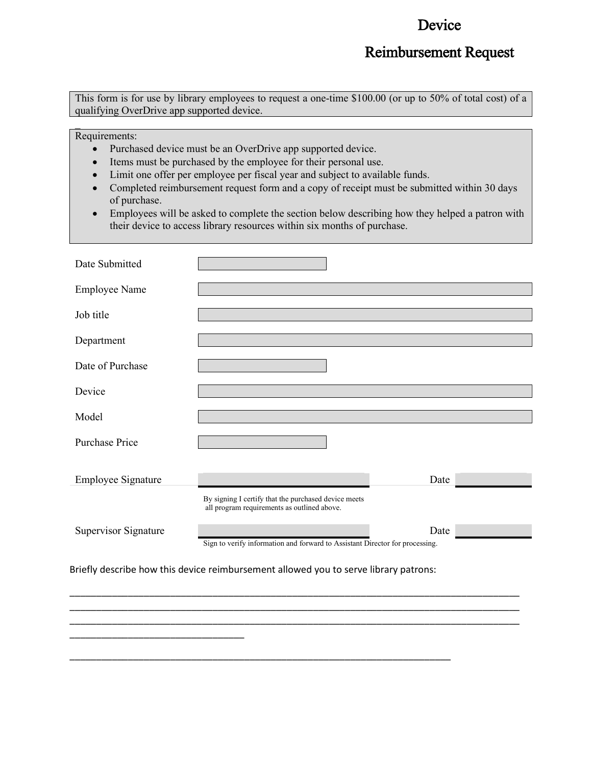# Device Reimbursement Request

This form is for use by library employees to request a one-time $100.00 (or up to 50% of total cost) of a qualifying OverDrive app supported device.

Requirements:

- Purchased device must be an OverDrive app supported device.
- Items must be purchased by the employee for their personal use.
- Limit one offer per employee per fiscal year and subject to available funds.
- Completed reimbursement request form and a copy of receipt must be submitted within 30 days of purchase.
- Employees will be asked to complete the section below describing how they helped a patron with their device to access library resources within six months of purchase.

| | |
|---|---|
| Date Submitted | |
| Employee Name | |
| Job title | |
| Department | |
| Date of Purchase | |
| Device | |
| Model | |
| Purchase Price | |

Employee Signature ______________________ Date ____________

By signing I certify that the purchased device meets all program requirements as outlined above.

Supervisor Signature ______________________ Date ____________

Sign to verify information and forward to Assistant Director for processing.

Briefly describe how this device reimbursement allowed you to serve library patrons:

_______________________________________________________________________________
_______________________________________________________________________________
_______________________________________________________________________________
______________________________

____________________________________________________________________